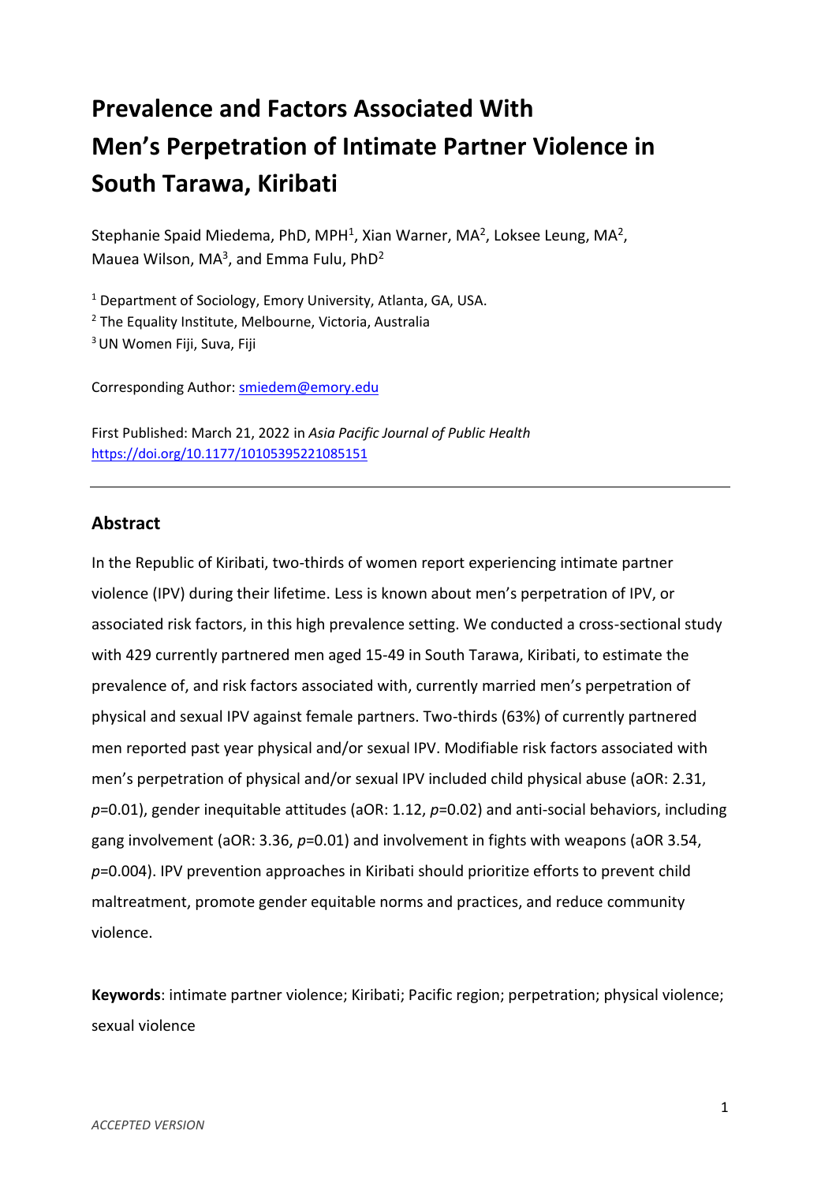# Prevalence and Factors Associated With Men's Perpetration of Intimate Partner Violence in South Tarawa, Kiribati

Stephanie Spaid Miedema, PhD, MPH[1], Xian Warner, MA[2], Loksee Leung, MA[2], Mauea Wilson, MA[3], and Emma Fulu, PhD[2]

[1] Department of Sociology, Emory University, Atlanta, GA, USA.
[2] The Equality Institute, Melbourne, Victoria, Australia
[3] UN Women Fiji, Suva, Fiji

Corresponding Author: smiedem@emory.edu

First Published: March 21, 2022 in *Asia Pacific Journal of Public Health*
https://doi.org/10.1177/10105395221085151

---

## Abstract

In the Republic of Kiribati, two-thirds of women report experiencing intimate partner violence (IPV) during their lifetime. Less is known about men's perpetration of IPV, or associated risk factors, in this high prevalence setting. We conducted a cross-sectional study with 429 currently partnered men aged 15-49 in South Tarawa, Kiribati, to estimate the prevalence of, and risk factors associated with, currently married men's perpetration of physical and sexual IPV against female partners. Two-thirds (63%) of currently partnered men reported past year physical and/or sexual IPV. Modifiable risk factors associated with men's perpetration of physical and/or sexual IPV included child physical abuse (aOR: 2.31, $p$=0.01), gender inequitable attitudes (aOR: 1.12, $p$=0.02) and anti-social behaviors, including gang involvement (aOR: 3.36, $p$=0.01) and involvement in fights with weapons (aOR 3.54, $p$=0.004). IPV prevention approaches in Kiribati should prioritize efforts to prevent child maltreatment, promote gender equitable norms and practices, and reduce community violence.

**Keywords**: intimate partner violence; Kiribati; Pacific region; perpetration; physical violence; sexual violence

*ACCEPTED VERSION*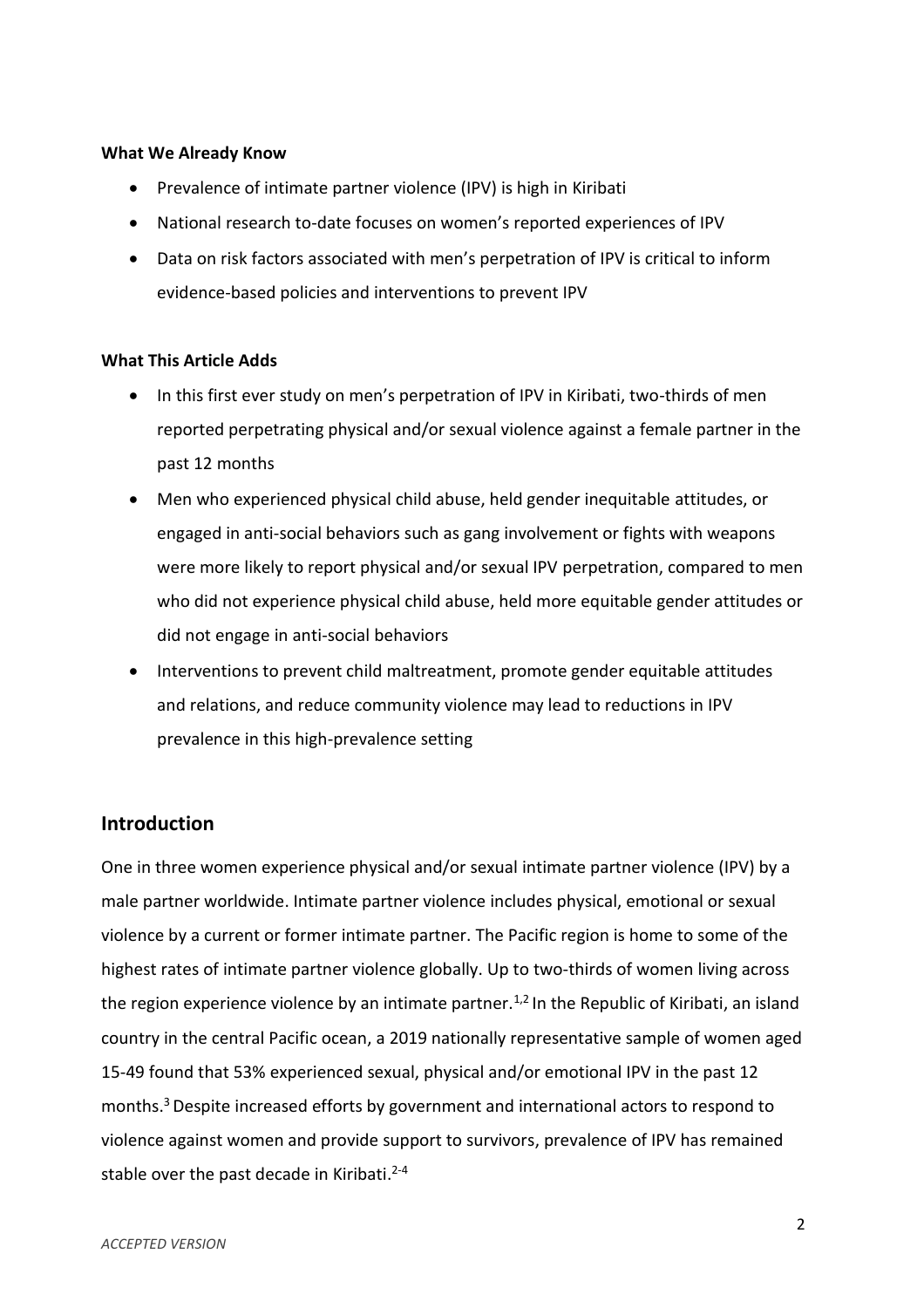**What We Already Know**

- Prevalence of intimate partner violence (IPV) is high in Kiribati
- National research to-date focuses on women's reported experiences of IPV
- Data on risk factors associated with men's perpetration of IPV is critical to inform evidence-based policies and interventions to prevent IPV

**What This Article Adds**

- In this first ever study on men's perpetration of IPV in Kiribati, two-thirds of men reported perpetrating physical and/or sexual violence against a female partner in the past 12 months
- Men who experienced physical child abuse, held gender inequitable attitudes, or engaged in anti-social behaviors such as gang involvement or fights with weapons were more likely to report physical and/or sexual IPV perpetration, compared to men who did not experience physical child abuse, held more equitable gender attitudes or did not engage in anti-social behaviors
- Interventions to prevent child maltreatment, promote gender equitable attitudes and relations, and reduce community violence may lead to reductions in IPV prevalence in this high-prevalence setting

## Introduction

One in three women experience physical and/or sexual intimate partner violence (IPV) by a male partner worldwide. Intimate partner violence includes physical, emotional or sexual violence by a current or former intimate partner. The Pacific region is home to some of the highest rates of intimate partner violence globally. Up to two-thirds of women living across the region experience violence by an intimate partner.[1,2] In the Republic of Kiribati, an island country in the central Pacific ocean, a 2019 nationally representative sample of women aged 15-49 found that 53% experienced sexual, physical and/or emotional IPV in the past 12 months.[3] Despite increased efforts by government and international actors to respond to violence against women and provide support to survivors, prevalence of IPV has remained stable over the past decade in Kiribati.[2-4]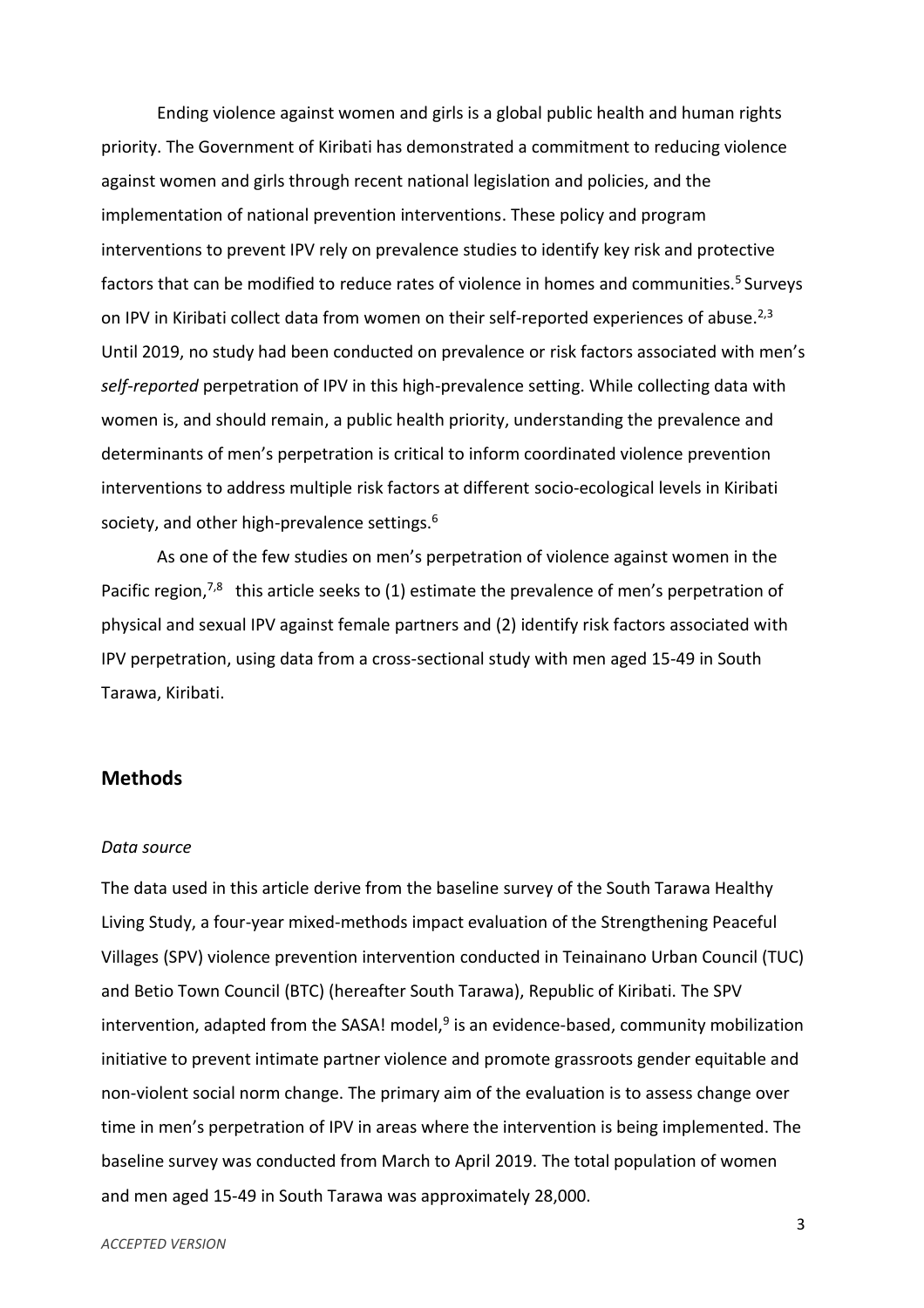Ending violence against women and girls is a global public health and human rights priority. The Government of Kiribati has demonstrated a commitment to reducing violence against women and girls through recent national legislation and policies, and the implementation of national prevention interventions. These policy and program interventions to prevent IPV rely on prevalence studies to identify key risk and protective factors that can be modified to reduce rates of violence in homes and communities.[5] Surveys on IPV in Kiribati collect data from women on their self-reported experiences of abuse.[2,3] Until 2019, no study had been conducted on prevalence or risk factors associated with men's *self-reported* perpetration of IPV in this high-prevalence setting. While collecting data with women is, and should remain, a public health priority, understanding the prevalence and determinants of men's perpetration is critical to inform coordinated violence prevention interventions to address multiple risk factors at different socio-ecological levels in Kiribati society, and other high-prevalence settings.[6]

As one of the few studies on men's perpetration of violence against women in the Pacific region,[7,8] this article seeks to (1) estimate the prevalence of men's perpetration of physical and sexual IPV against female partners and (2) identify risk factors associated with IPV perpetration, using data from a cross-sectional study with men aged 15-49 in South Tarawa, Kiribati.

## Methods

### *Data source*

The data used in this article derive from the baseline survey of the South Tarawa Healthy Living Study, a four-year mixed-methods impact evaluation of the Strengthening Peaceful Villages (SPV) violence prevention intervention conducted in Teinainano Urban Council (TUC) and Betio Town Council (BTC) (hereafter South Tarawa), Republic of Kiribati. The SPV intervention, adapted from the SASA! model,[9] is an evidence-based, community mobilization initiative to prevent intimate partner violence and promote grassroots gender equitable and non-violent social norm change. The primary aim of the evaluation is to assess change over time in men's perpetration of IPV in areas where the intervention is being implemented. The baseline survey was conducted from March to April 2019. The total population of women and men aged 15-49 in South Tarawa was approximately 28,000.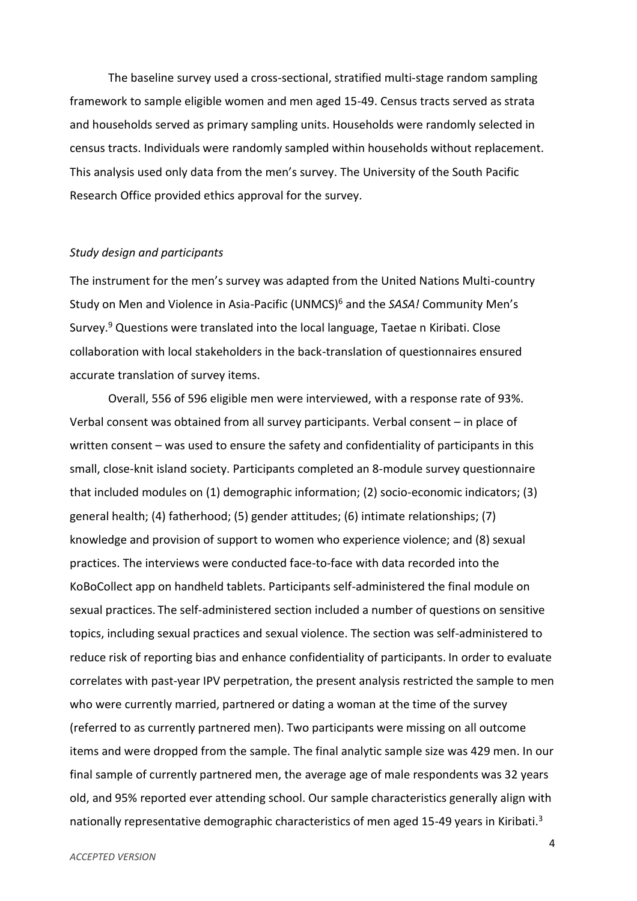The baseline survey used a cross-sectional, stratified multi-stage random sampling framework to sample eligible women and men aged 15-49. Census tracts served as strata and households served as primary sampling units. Households were randomly selected in census tracts. Individuals were randomly sampled within households without replacement. This analysis used only data from the men's survey. The University of the South Pacific Research Office provided ethics approval for the survey.

*Study design and participants*

The instrument for the men's survey was adapted from the United Nations Multi-country Study on Men and Violence in Asia-Pacific (UNMCS)[6] and the *SASA!* Community Men's Survey.[9] Questions were translated into the local language, Taetae n Kiribati. Close collaboration with local stakeholders in the back-translation of questionnaires ensured accurate translation of survey items.

Overall, 556 of 596 eligible men were interviewed, with a response rate of 93%. Verbal consent was obtained from all survey participants. Verbal consent – in place of written consent – was used to ensure the safety and confidentiality of participants in this small, close-knit island society. Participants completed an 8-module survey questionnaire that included modules on (1) demographic information; (2) socio-economic indicators; (3) general health; (4) fatherhood; (5) gender attitudes; (6) intimate relationships; (7) knowledge and provision of support to women who experience violence; and (8) sexual practices. The interviews were conducted face-to-face with data recorded into the KoBoCollect app on handheld tablets. Participants self-administered the final module on sexual practices. The self-administered section included a number of questions on sensitive topics, including sexual practices and sexual violence. The section was self-administered to reduce risk of reporting bias and enhance confidentiality of participants. In order to evaluate correlates with past-year IPV perpetration, the present analysis restricted the sample to men who were currently married, partnered or dating a woman at the time of the survey (referred to as currently partnered men). Two participants were missing on all outcome items and were dropped from the sample. The final analytic sample size was 429 men. In our final sample of currently partnered men, the average age of male respondents was 32 years old, and 95% reported ever attending school. Our sample characteristics generally align with nationally representative demographic characteristics of men aged 15-49 years in Kiribati.[3]

*ACCEPTED VERSION*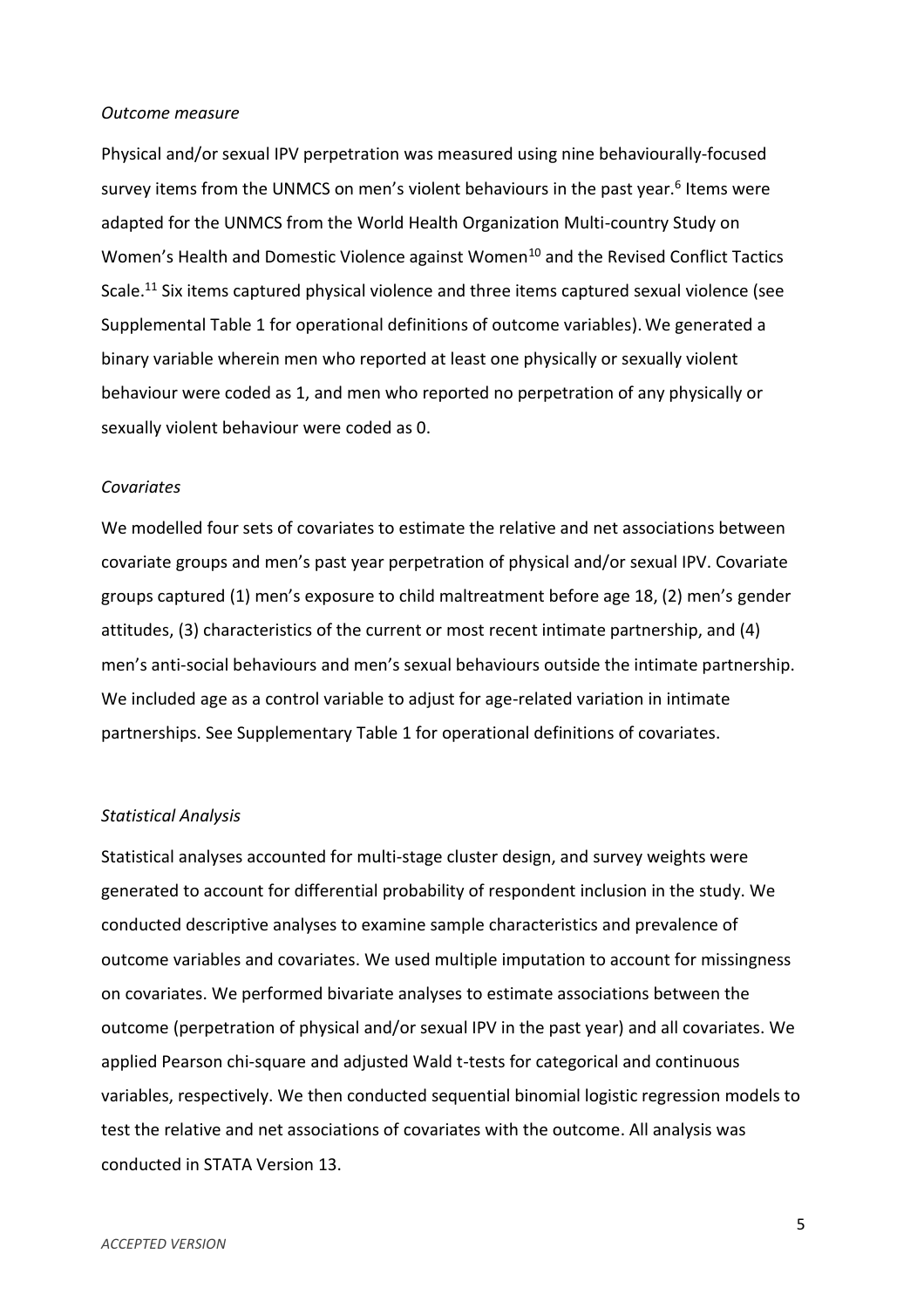*Outcome measure*

Physical and/or sexual IPV perpetration was measured using nine behaviourally-focused survey items from the UNMCS on men's violent behaviours in the past year.[6] Items were adapted for the UNMCS from the World Health Organization Multi-country Study on Women's Health and Domestic Violence against Women[10] and the Revised Conflict Tactics Scale.[11] Six items captured physical violence and three items captured sexual violence (see Supplemental Table 1 for operational definitions of outcome variables). We generated a binary variable wherein men who reported at least one physically or sexually violent behaviour were coded as 1, and men who reported no perpetration of any physically or sexually violent behaviour were coded as 0.

*Covariates*

We modelled four sets of covariates to estimate the relative and net associations between covariate groups and men's past year perpetration of physical and/or sexual IPV. Covariate groups captured (1) men's exposure to child maltreatment before age 18, (2) men's gender attitudes, (3) characteristics of the current or most recent intimate partnership, and (4) men's anti-social behaviours and men's sexual behaviours outside the intimate partnership. We included age as a control variable to adjust for age-related variation in intimate partnerships. See Supplementary Table 1 for operational definitions of covariates.

*Statistical Analysis*

Statistical analyses accounted for multi-stage cluster design, and survey weights were generated to account for differential probability of respondent inclusion in the study. We conducted descriptive analyses to examine sample characteristics and prevalence of outcome variables and covariates. We used multiple imputation to account for missingness on covariates. We performed bivariate analyses to estimate associations between the outcome (perpetration of physical and/or sexual IPV in the past year) and all covariates. We applied Pearson chi-square and adjusted Wald t-tests for categorical and continuous variables, respectively. We then conducted sequential binomial logistic regression models to test the relative and net associations of covariates with the outcome. All analysis was conducted in STATA Version 13.

*ACCEPTED VERSION*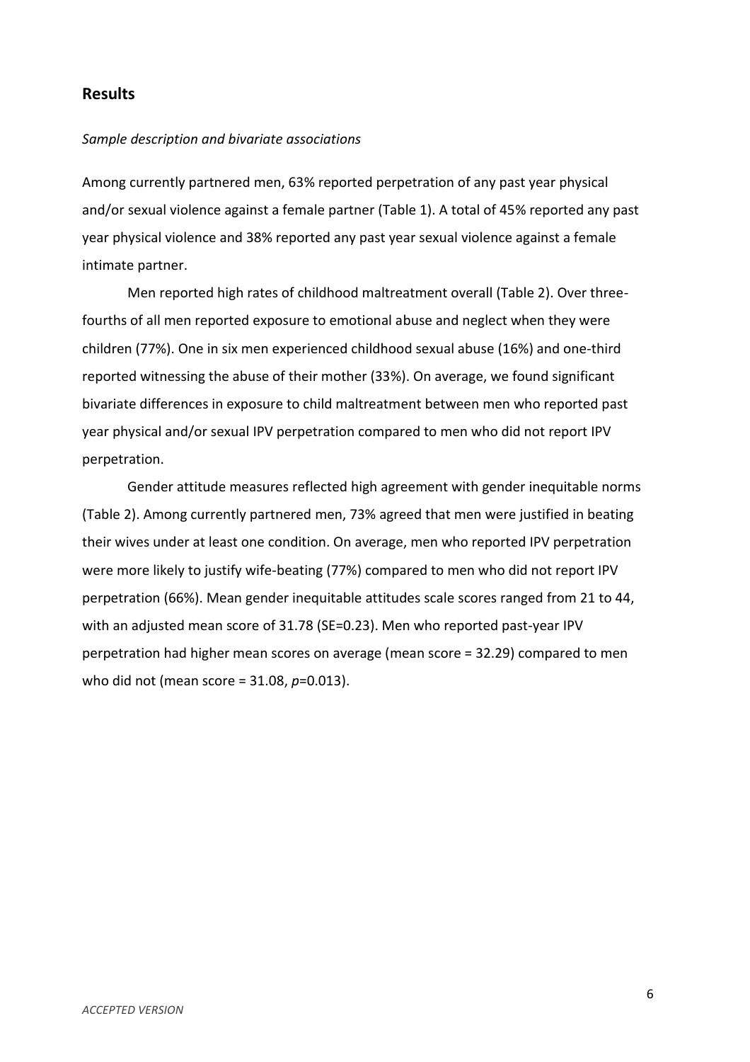## Results

*Sample description and bivariate associations*

Among currently partnered men, 63% reported perpetration of any past year physical and/or sexual violence against a female partner (Table 1). A total of 45% reported any past year physical violence and 38% reported any past year sexual violence against a female intimate partner.

Men reported high rates of childhood maltreatment overall (Table 2). Over three-fourths of all men reported exposure to emotional abuse and neglect when they were children (77%). One in six men experienced childhood sexual abuse (16%) and one-third reported witnessing the abuse of their mother (33%). On average, we found significant bivariate differences in exposure to child maltreatment between men who reported past year physical and/or sexual IPV perpetration compared to men who did not report IPV perpetration.

Gender attitude measures reflected high agreement with gender inequitable norms (Table 2). Among currently partnered men, 73% agreed that men were justified in beating their wives under at least one condition. On average, men who reported IPV perpetration were more likely to justify wife-beating (77%) compared to men who did not report IPV perpetration (66%). Mean gender inequitable attitudes scale scores ranged from 21 to 44, with an adjusted mean score of 31.78 (SE=0.23). Men who reported past-year IPV perpetration had higher mean scores on average (mean score = 32.29) compared to men who did not (mean score = 31.08, $p$=0.013).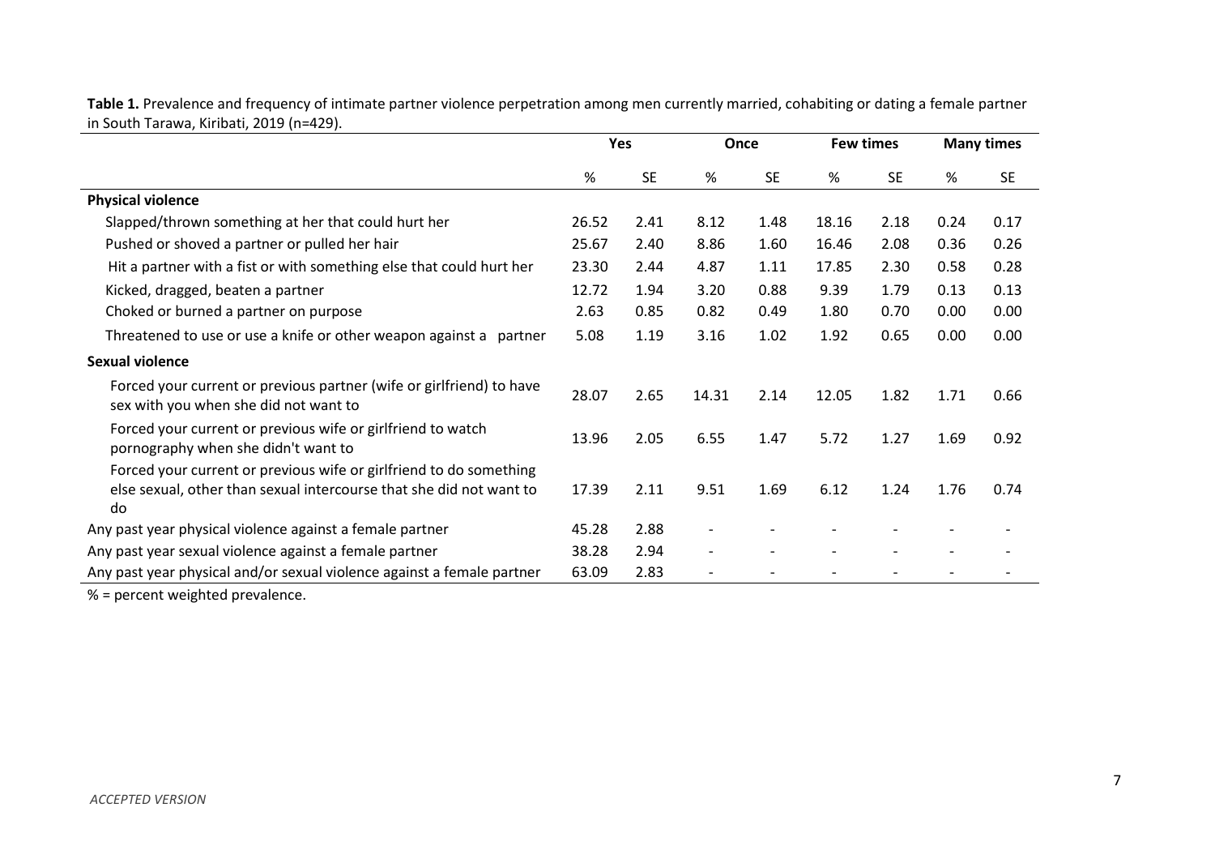**Table 1.** Prevalence and frequency of intimate partner violence perpetration among men currently married, cohabiting or dating a female partner in South Tarawa, Kiribati, 2019 (n=429).

| | Yes | | Once | | Few times | | Many times | |
|---|---|---|---|---|---|---|---|---|
| | % | SE | % | SE | % | SE | % | SE |
| **Physical violence** | | | | | | | | |
| Slapped/thrown something at her that could hurt her | 26.52 | 2.41 | 8.12 | 1.48 | 18.16 | 2.18 | 0.24 | 0.17 |
| Pushed or shoved a partner or pulled her hair | 25.67 | 2.40 | 8.86 | 1.60 | 16.46 | 2.08 | 0.36 | 0.26 |
| Hit a partner with a fist or with something else that could hurt her | 23.30 | 2.44 | 4.87 | 1.11 | 17.85 | 2.30 | 0.58 | 0.28 |
| Kicked, dragged, beaten a partner | 12.72 | 1.94 | 3.20 | 0.88 | 9.39 | 1.79 | 0.13 | 0.13 |
| Choked or burned a partner on purpose | 2.63 | 0.85 | 0.82 | 0.49 | 1.80 | 0.70 | 0.00 | 0.00 |
| Threatened to use or use a knife or other weapon against a partner | 5.08 | 1.19 | 3.16 | 1.02 | 1.92 | 0.65 | 0.00 | 0.00 |
| **Sexual violence** | | | | | | | | |
| Forced your current or previous partner (wife or girlfriend) to have sex with you when she did not want to | 28.07 | 2.65 | 14.31 | 2.14 | 12.05 | 1.82 | 1.71 | 0.66 |
| Forced your current or previous wife or girlfriend to watch pornography when she didn't want to | 13.96 | 2.05 | 6.55 | 1.47 | 5.72 | 1.27 | 1.69 | 0.92 |
| Forced your current or previous wife or girlfriend to do something else sexual, other than sexual intercourse that she did not want to do | 17.39 | 2.11 | 9.51 | 1.69 | 6.12 | 1.24 | 1.76 | 0.74 |
| Any past year physical violence against a female partner | 45.28 | 2.88 | - | - | - | - | - | - |
| Any past year sexual violence against a female partner | 38.28 | 2.94 | - | - | - | - | - | - |
| Any past year physical and/or sexual violence against a female partner | 63.09 | 2.83 | - | - | - | - | - | - |

% = percent weighted prevalence.

*ACCEPTED VERSION*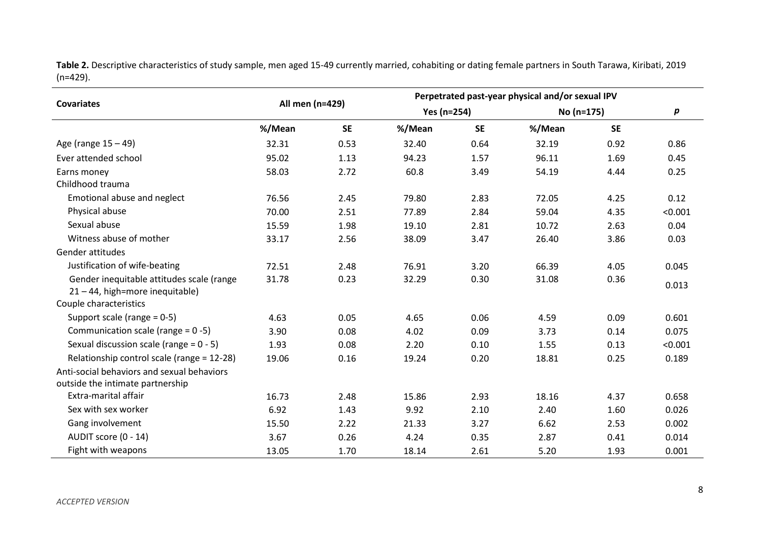**Table 2.** Descriptive characteristics of study sample, men aged 15-49 currently married, cohabiting or dating female partners in South Tarawa, Kiribati, 2019 (n=429).

| Covariates | All men (n=429) | | Perpetrated past-year physical and/or sexual IPV | | | | |
|---|---|---|---|---|---|---|---|
| | | | Yes (n=254) | | No (n=175) | | *p* |
| | %/Mean | SE | %/Mean | SE | %/Mean | SE | |
| Age (range 15 – 49) | 32.31 | 0.53 | 32.40 | 0.64 | 32.19 | 0.92 | 0.86 |
| Ever attended school | 95.02 | 1.13 | 94.23 | 1.57 | 96.11 | 1.69 | 0.45 |
| Earns money | 58.03 | 2.72 | 60.8 | 3.49 | 54.19 | 4.44 | 0.25 |
| Childhood trauma | | | | | | | |
| Emotional abuse and neglect | 76.56 | 2.45 | 79.80 | 2.83 | 72.05 | 4.25 | 0.12 |
| Physical abuse | 70.00 | 2.51 | 77.89 | 2.84 | 59.04 | 4.35 | <0.001 |
| Sexual abuse | 15.59 | 1.98 | 19.10 | 2.81 | 10.72 | 2.63 | 0.04 |
| Witness abuse of mother | 33.17 | 2.56 | 38.09 | 3.47 | 26.40 | 3.86 | 0.03 |
| Gender attitudes | | | | | | | |
| Justification of wife-beating | 72.51 | 2.48 | 76.91 | 3.20 | 66.39 | 4.05 | 0.045 |
| Gender inequitable attitudes scale (range 21 – 44, high=more inequitable) | 31.78 | 0.23 | 32.29 | 0.30 | 31.08 | 0.36 | 0.013 |
| Couple characteristics | | | | | | | |
| Support scale (range = 0-5) | 4.63 | 0.05 | 4.65 | 0.06 | 4.59 | 0.09 | 0.601 |
| Communication scale (range = 0 -5) | 3.90 | 0.08 | 4.02 | 0.09 | 3.73 | 0.14 | 0.075 |
| Sexual discussion scale (range = 0 - 5) | 1.93 | 0.08 | 2.20 | 0.10 | 1.55 | 0.13 | <0.001 |
| Relationship control scale (range = 12-28) | 19.06 | 0.16 | 19.24 | 0.20 | 18.81 | 0.25 | 0.189 |
| Anti-social behaviors and sexual behaviors outside the intimate partnership | | | | | | | |
| Extra-marital affair | 16.73 | 2.48 | 15.86 | 2.93 | 18.16 | 4.37 | 0.658 |
| Sex with sex worker | 6.92 | 1.43 | 9.92 | 2.10 | 2.40 | 1.60 | 0.026 |
| Gang involvement | 15.50 | 2.22 | 21.33 | 3.27 | 6.62 | 2.53 | 0.002 |
| AUDIT score (0 - 14) | 3.67 | 0.26 | 4.24 | 0.35 | 2.87 | 0.41 | 0.014 |
| Fight with weapons | 13.05 | 1.70 | 18.14 | 2.61 | 5.20 | 1.93 | 0.001 |

*ACCEPTED VERSION*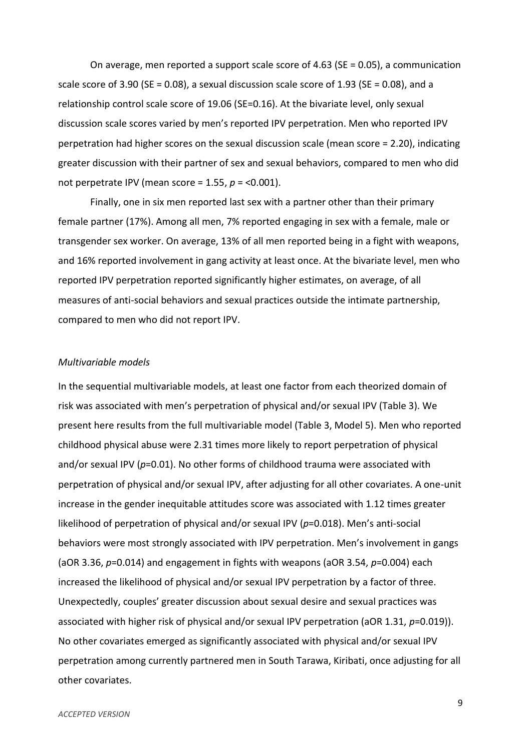On average, men reported a support scale score of 4.63 (SE = 0.05), a communication scale score of 3.90 (SE = 0.08), a sexual discussion scale score of 1.93 (SE = 0.08), and a relationship control scale score of 19.06 (SE=0.16). At the bivariate level, only sexual discussion scale scores varied by men's reported IPV perpetration. Men who reported IPV perpetration had higher scores on the sexual discussion scale (mean score = 2.20), indicating greater discussion with their partner of sex and sexual behaviors, compared to men who did not perpetrate IPV (mean score = 1.55, $p$ = <0.001).

Finally, one in six men reported last sex with a partner other than their primary female partner (17%). Among all men, 7% reported engaging in sex with a female, male or transgender sex worker. On average, 13% of all men reported being in a fight with weapons, and 16% reported involvement in gang activity at least once. At the bivariate level, men who reported IPV perpetration reported significantly higher estimates, on average, of all measures of anti-social behaviors and sexual practices outside the intimate partnership, compared to men who did not report IPV.

*Multivariable models*

In the sequential multivariable models, at least one factor from each theorized domain of risk was associated with men's perpetration of physical and/or sexual IPV (Table 3). We present here results from the full multivariable model (Table 3, Model 5). Men who reported childhood physical abuse were 2.31 times more likely to report perpetration of physical and/or sexual IPV ($p$=0.01). No other forms of childhood trauma were associated with perpetration of physical and/or sexual IPV, after adjusting for all other covariates. A one-unit increase in the gender inequitable attitudes score was associated with 1.12 times greater likelihood of perpetration of physical and/or sexual IPV ($p$=0.018). Men's anti-social behaviors were most strongly associated with IPV perpetration. Men's involvement in gangs (aOR 3.36, $p$=0.014) and engagement in fights with weapons (aOR 3.54, $p$=0.004) each increased the likelihood of physical and/or sexual IPV perpetration by a factor of three. Unexpectedly, couples' greater discussion about sexual desire and sexual practices was associated with higher risk of physical and/or sexual IPV perpetration (aOR 1.31, $p$=0.019)). No other covariates emerged as significantly associated with physical and/or sexual IPV perpetration among currently partnered men in South Tarawa, Kiribati, once adjusting for all other covariates.

*ACCEPTED VERSION*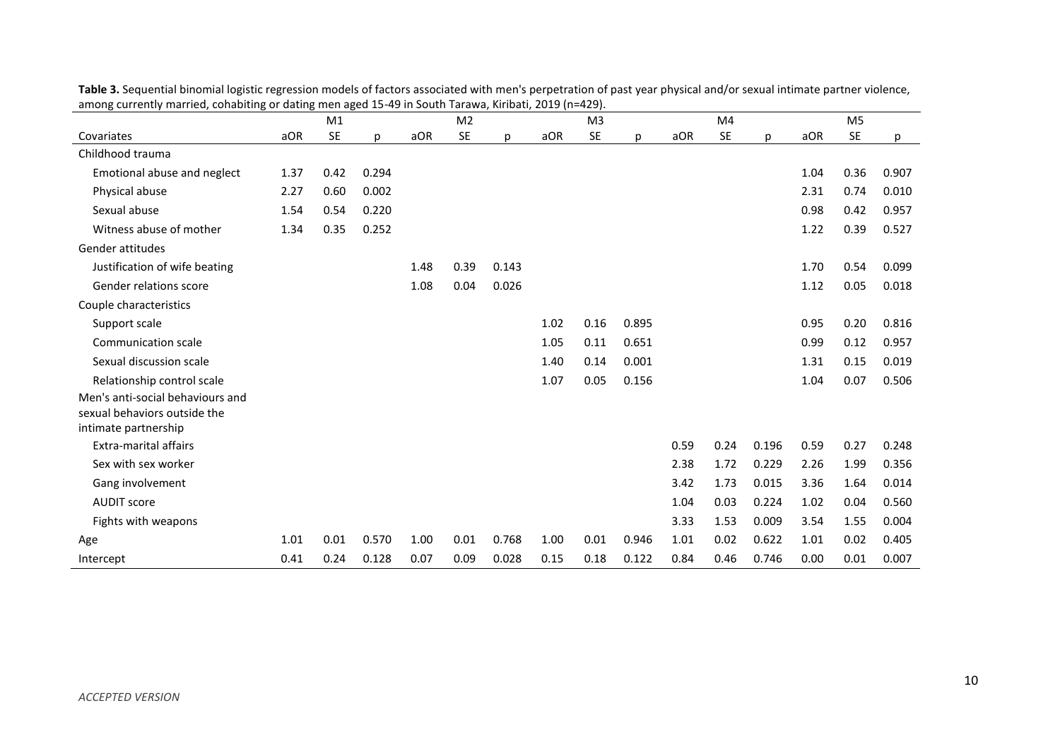**Table 3.** Sequential binomial logistic regression models of factors associated with men's perpetration of past year physical and/or sexual intimate partner violence, among currently married, cohabiting or dating men aged 15-49 in South Tarawa, Kiribati, 2019 (n=429).

| | M1 | | | M2 | | | M3 | | | M4 | | | M5 | | |
|---|---|---|---|---|---|---|---|---|---|---|---|---|---|---|---|
| Covariates | aOR | SE | p | aOR | SE | p | aOR | SE | p | aOR | SE | p | aOR | SE | p |
| Childhood trauma | | | | | | | | | | | | | | | |
| Emotional abuse and neglect | 1.37 | 0.42 | 0.294 | | | | | | | | | | 1.04 | 0.36 | 0.907 |
| Physical abuse | 2.27 | 0.60 | 0.002 | | | | | | | | | | 2.31 | 0.74 | 0.010 |
| Sexual abuse | 1.54 | 0.54 | 0.220 | | | | | | | | | | 0.98 | 0.42 | 0.957 |
| Witness abuse of mother | 1.34 | 0.35 | 0.252 | | | | | | | | | | 1.22 | 0.39 | 0.527 |
| Gender attitudes | | | | | | | | | | | | | | | |
| Justification of wife beating | | | | 1.48 | 0.39 | 0.143 | | | | | | | 1.70 | 0.54 | 0.099 |
| Gender relations score | | | | 1.08 | 0.04 | 0.026 | | | | | | | 1.12 | 0.05 | 0.018 |
| Couple characteristics | | | | | | | | | | | | | | | |
| Support scale | | | | | | | 1.02 | 0.16 | 0.895 | | | | 0.95 | 0.20 | 0.816 |
| Communication scale | | | | | | | 1.05 | 0.11 | 0.651 | | | | 0.99 | 0.12 | 0.957 |
| Sexual discussion scale | | | | | | | 1.40 | 0.14 | 0.001 | | | | 1.31 | 0.15 | 0.019 |
| Relationship control scale | | | | | | | 1.07 | 0.05 | 0.156 | | | | 1.04 | 0.07 | 0.506 |
| Men's anti-social behaviours and sexual behaviors outside the intimate partnership | | | | | | | | | | | | | | | |
| Extra-marital affairs | | | | | | | | | | 0.59 | 0.24 | 0.196 | 0.59 | 0.27 | 0.248 |
| Sex with sex worker | | | | | | | | | | 2.38 | 1.72 | 0.229 | 2.26 | 1.99 | 0.356 |
| Gang involvement | | | | | | | | | | 3.42 | 1.73 | 0.015 | 3.36 | 1.64 | 0.014 |
| AUDIT score | | | | | | | | | | 1.04 | 0.03 | 0.224 | 1.02 | 0.04 | 0.560 |
| Fights with weapons | | | | | | | | | | 3.33 | 1.53 | 0.009 | 3.54 | 1.55 | 0.004 |
| Age | 1.01 | 0.01 | 0.570 | 1.00 | 0.01 | 0.768 | 1.00 | 0.01 | 0.946 | 1.01 | 0.02 | 0.622 | 1.01 | 0.02 | 0.405 |
| Intercept | 0.41 | 0.24 | 0.128 | 0.07 | 0.09 | 0.028 | 0.15 | 0.18 | 0.122 | 0.84 | 0.46 | 0.746 | 0.00 | 0.01 | 0.007 |

*ACCEPTED VERSION*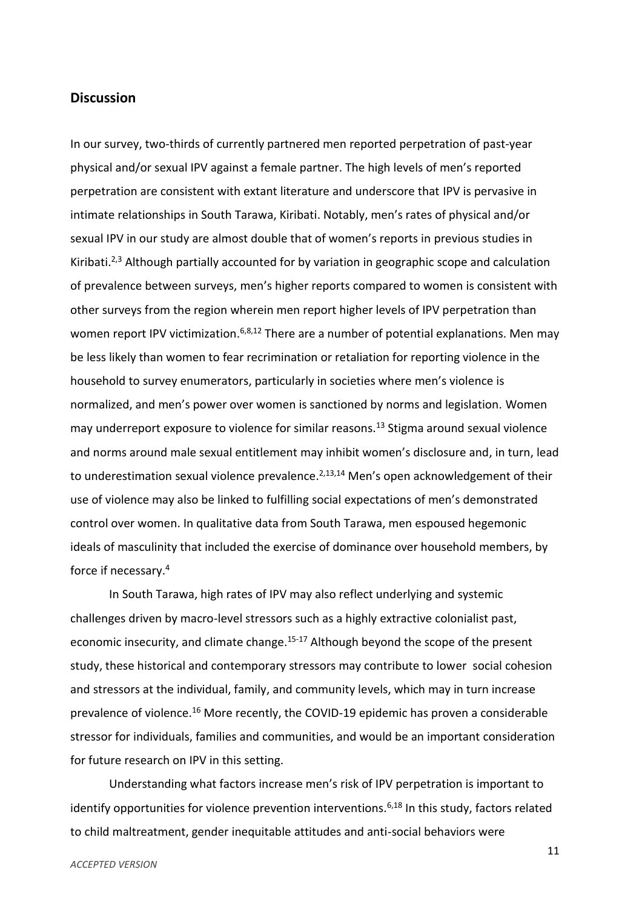## Discussion

In our survey, two-thirds of currently partnered men reported perpetration of past-year physical and/or sexual IPV against a female partner. The high levels of men's reported perpetration are consistent with extant literature and underscore that IPV is pervasive in intimate relationships in South Tarawa, Kiribati. Notably, men's rates of physical and/or sexual IPV in our study are almost double that of women's reports in previous studies in Kiribati.[2,3] Although partially accounted for by variation in geographic scope and calculation of prevalence between surveys, men's higher reports compared to women is consistent with other surveys from the region wherein men report higher levels of IPV perpetration than women report IPV victimization.[6,8,12] There are a number of potential explanations. Men may be less likely than women to fear recrimination or retaliation for reporting violence in the household to survey enumerators, particularly in societies where men's violence is normalized, and men's power over women is sanctioned by norms and legislation. Women may underreport exposure to violence for similar reasons.[13] Stigma around sexual violence and norms around male sexual entitlement may inhibit women's disclosure and, in turn, lead to underestimation sexual violence prevalence.[2,13,14] Men's open acknowledgement of their use of violence may also be linked to fulfilling social expectations of men's demonstrated control over women. In qualitative data from South Tarawa, men espoused hegemonic ideals of masculinity that included the exercise of dominance over household members, by force if necessary.[4]

In South Tarawa, high rates of IPV may also reflect underlying and systemic challenges driven by macro-level stressors such as a highly extractive colonialist past, economic insecurity, and climate change.[15-17] Although beyond the scope of the present study, these historical and contemporary stressors may contribute to lower social cohesion and stressors at the individual, family, and community levels, which may in turn increase prevalence of violence.[16] More recently, the COVID-19 epidemic has proven a considerable stressor for individuals, families and communities, and would be an important consideration for future research on IPV in this setting.

Understanding what factors increase men's risk of IPV perpetration is important to identify opportunities for violence prevention interventions.[6,18] In this study, factors related to child maltreatment, gender inequitable attitudes and anti-social behaviors were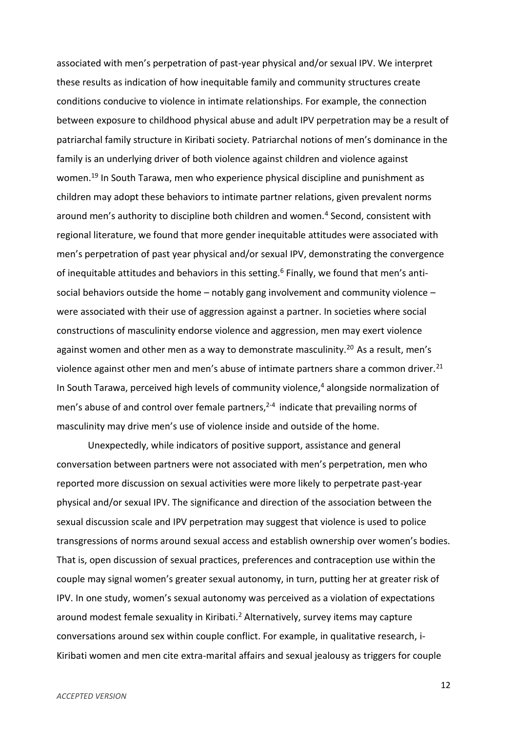associated with men's perpetration of past-year physical and/or sexual IPV. We interpret these results as indication of how inequitable family and community structures create conditions conducive to violence in intimate relationships. For example, the connection between exposure to childhood physical abuse and adult IPV perpetration may be a result of patriarchal family structure in Kiribati society. Patriarchal notions of men's dominance in the family is an underlying driver of both violence against children and violence against women.[19] In South Tarawa, men who experience physical discipline and punishment as children may adopt these behaviors to intimate partner relations, given prevalent norms around men's authority to discipline both children and women.[4] Second, consistent with regional literature, we found that more gender inequitable attitudes were associated with men's perpetration of past year physical and/or sexual IPV, demonstrating the convergence of inequitable attitudes and behaviors in this setting.[6] Finally, we found that men's anti-social behaviors outside the home – notably gang involvement and community violence – were associated with their use of aggression against a partner. In societies where social constructions of masculinity endorse violence and aggression, men may exert violence against women and other men as a way to demonstrate masculinity.[20] As a result, men's violence against other men and men's abuse of intimate partners share a common driver.[21] In South Tarawa, perceived high levels of community violence,[4] alongside normalization of men's abuse of and control over female partners,[2-4] indicate that prevailing norms of masculinity may drive men's use of violence inside and outside of the home.

Unexpectedly, while indicators of positive support, assistance and general conversation between partners were not associated with men's perpetration, men who reported more discussion on sexual activities were more likely to perpetrate past-year physical and/or sexual IPV. The significance and direction of the association between the sexual discussion scale and IPV perpetration may suggest that violence is used to police transgressions of norms around sexual access and establish ownership over women's bodies. That is, open discussion of sexual practices, preferences and contraception use within the couple may signal women's greater sexual autonomy, in turn, putting her at greater risk of IPV. In one study, women's sexual autonomy was perceived as a violation of expectations around modest female sexuality in Kiribati.[2] Alternatively, survey items may capture conversations around sex within couple conflict. For example, in qualitative research, i-Kiribati women and men cite extra-marital affairs and sexual jealousy as triggers for couple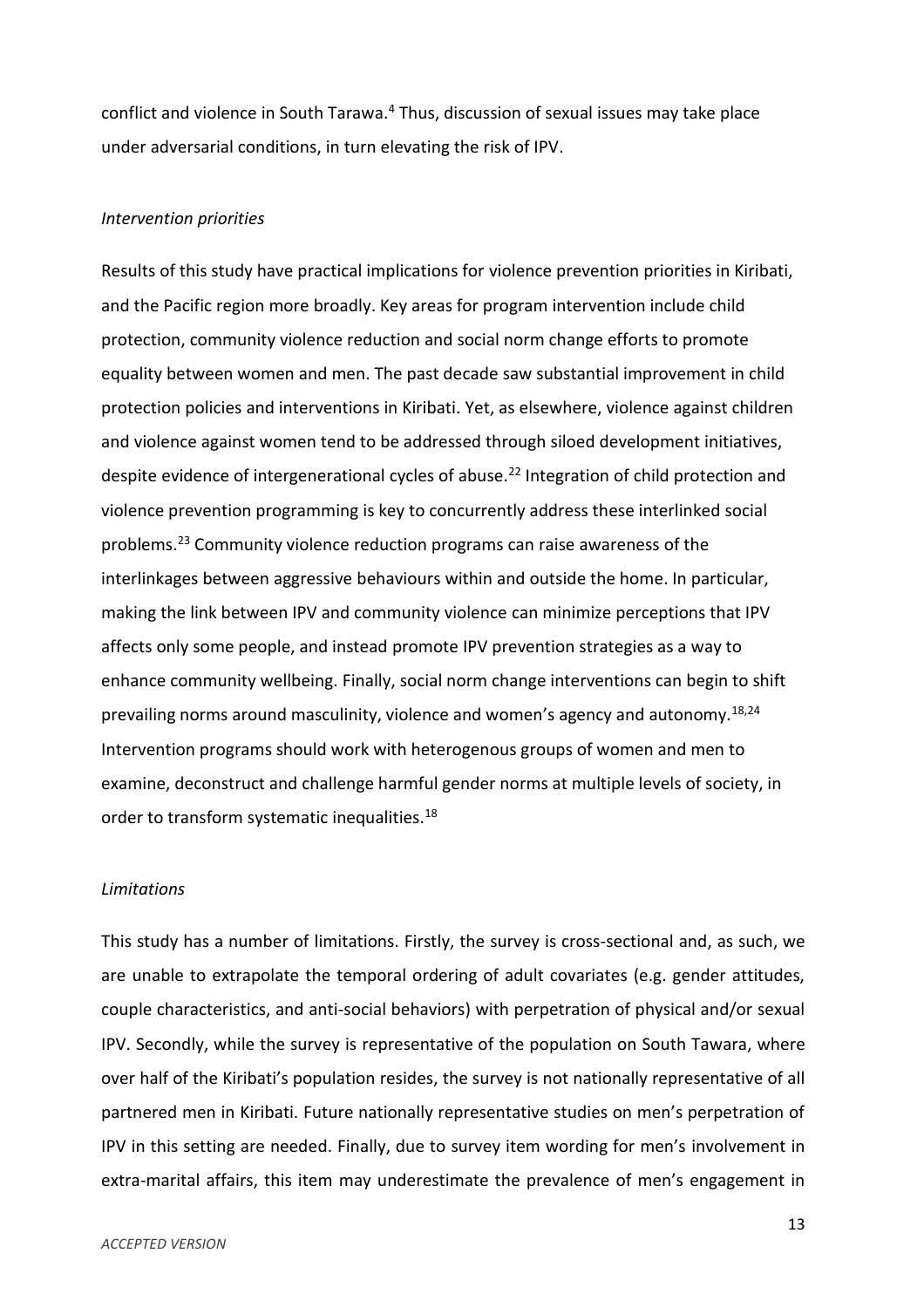conflict and violence in South Tarawa.[4] Thus, discussion of sexual issues may take place under adversarial conditions, in turn elevating the risk of IPV.

*Intervention priorities*

Results of this study have practical implications for violence prevention priorities in Kiribati, and the Pacific region more broadly. Key areas for program intervention include child protection, community violence reduction and social norm change efforts to promote equality between women and men. The past decade saw substantial improvement in child protection policies and interventions in Kiribati. Yet, as elsewhere, violence against children and violence against women tend to be addressed through siloed development initiatives, despite evidence of intergenerational cycles of abuse.[22] Integration of child protection and violence prevention programming is key to concurrently address these interlinked social problems.[23] Community violence reduction programs can raise awareness of the interlinkages between aggressive behaviours within and outside the home. In particular, making the link between IPV and community violence can minimize perceptions that IPV affects only some people, and instead promote IPV prevention strategies as a way to enhance community wellbeing. Finally, social norm change interventions can begin to shift prevailing norms around masculinity, violence and women's agency and autonomy.[18,24] Intervention programs should work with heterogenous groups of women and men to examine, deconstruct and challenge harmful gender norms at multiple levels of society, in order to transform systematic inequalities.[18]

*Limitations*

This study has a number of limitations. Firstly, the survey is cross-sectional and, as such, we are unable to extrapolate the temporal ordering of adult covariates (e.g. gender attitudes, couple characteristics, and anti-social behaviors) with perpetration of physical and/or sexual IPV. Secondly, while the survey is representative of the population on South Tawara, where over half of the Kiribati's population resides, the survey is not nationally representative of all partnered men in Kiribati. Future nationally representative studies on men's perpetration of IPV in this setting are needed. Finally, due to survey item wording for men's involvement in extra-marital affairs, this item may underestimate the prevalence of men's engagement in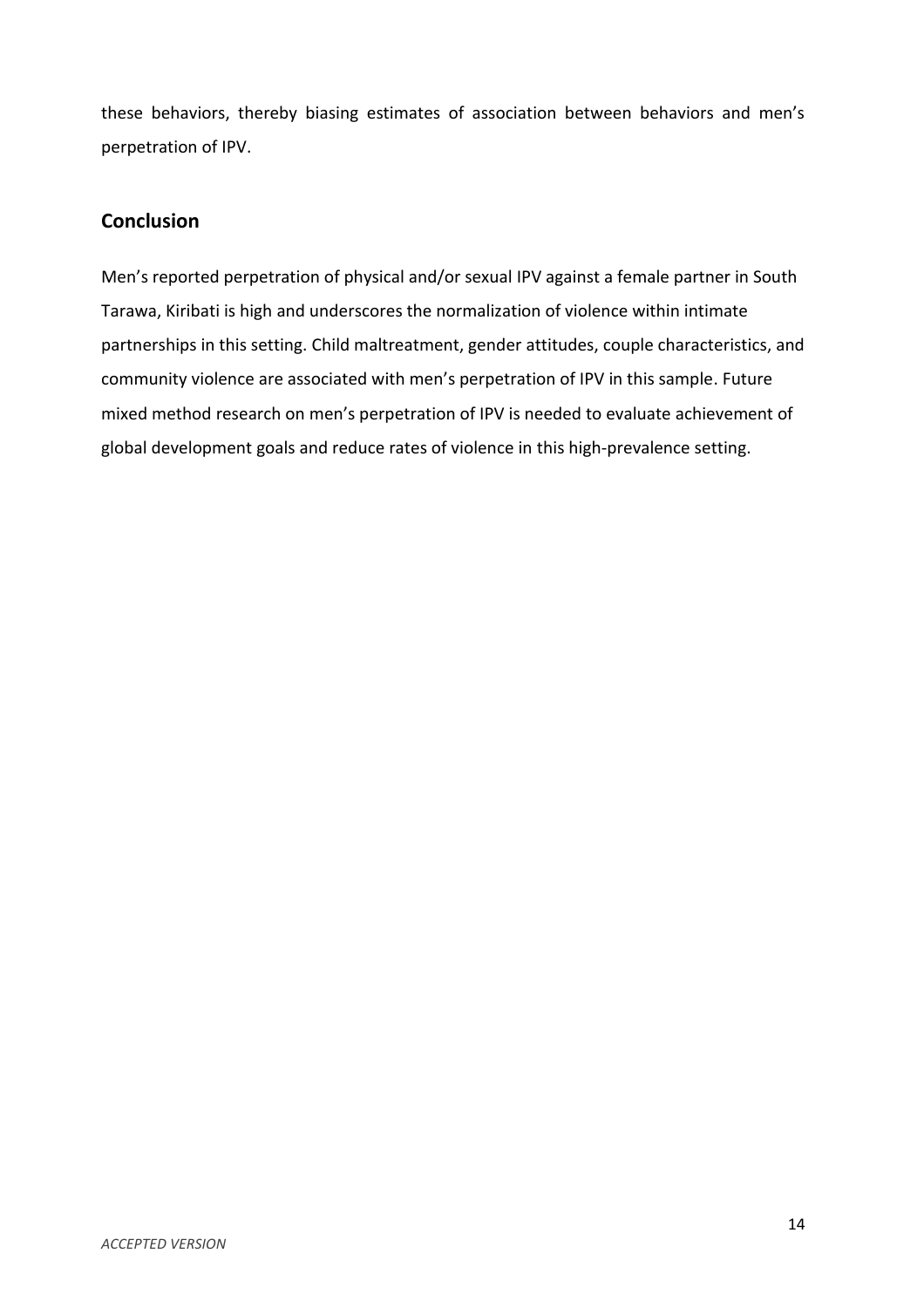these behaviors, thereby biasing estimates of association between behaviors and men's perpetration of IPV.

## Conclusion

Men's reported perpetration of physical and/or sexual IPV against a female partner in South Tarawa, Kiribati is high and underscores the normalization of violence within intimate partnerships in this setting. Child maltreatment, gender attitudes, couple characteristics, and community violence are associated with men's perpetration of IPV in this sample. Future mixed method research on men's perpetration of IPV is needed to evaluate achievement of global development goals and reduce rates of violence in this high-prevalence setting.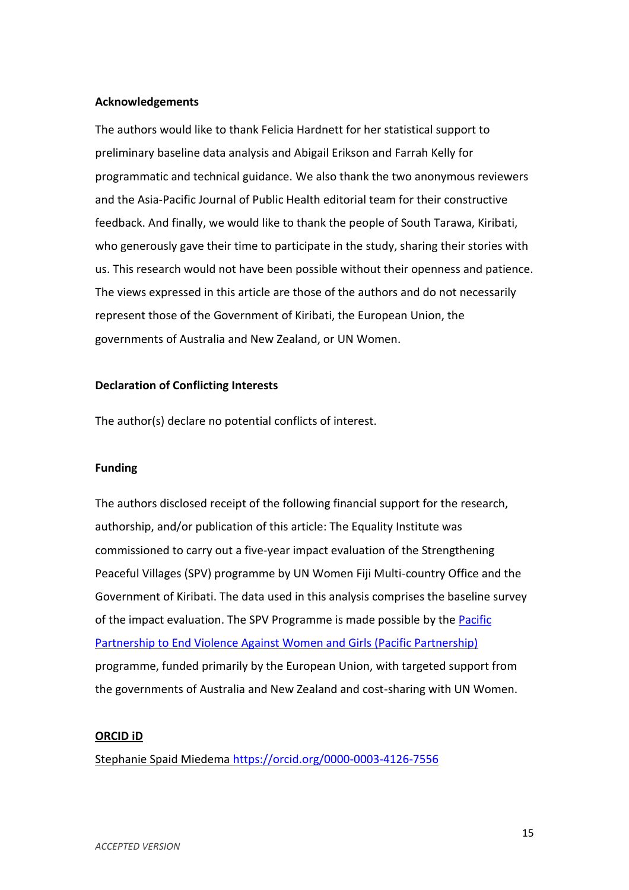**Acknowledgements**

The authors would like to thank Felicia Hardnett for her statistical support to preliminary baseline data analysis and Abigail Erikson and Farrah Kelly for programmatic and technical guidance. We also thank the two anonymous reviewers and the Asia-Pacific Journal of Public Health editorial team for their constructive feedback. And finally, we would like to thank the people of South Tarawa, Kiribati, who generously gave their time to participate in the study, sharing their stories with us. This research would not have been possible without their openness and patience. The views expressed in this article are those of the authors and do not necessarily represent those of the Government of Kiribati, the European Union, the governments of Australia and New Zealand, or UN Women.

**Declaration of Conflicting Interests**

The author(s) declare no potential conflicts of interest.

**Funding**

The authors disclosed receipt of the following financial support for the research, authorship, and/or publication of this article: The Equality Institute was commissioned to carry out a five-year impact evaluation of the Strengthening Peaceful Villages (SPV) programme by UN Women Fiji Multi-country Office and the Government of Kiribati. The data used in this analysis comprises the baseline survey of the impact evaluation. The SPV Programme is made possible by the Pacific Partnership to End Violence Against Women and Girls (Pacific Partnership) programme, funded primarily by the European Union, with targeted support from the governments of Australia and New Zealand and cost-sharing with UN Women.

**ORCID iD**

Stephanie Spaid Miedema https://orcid.org/0000-0003-4126-7556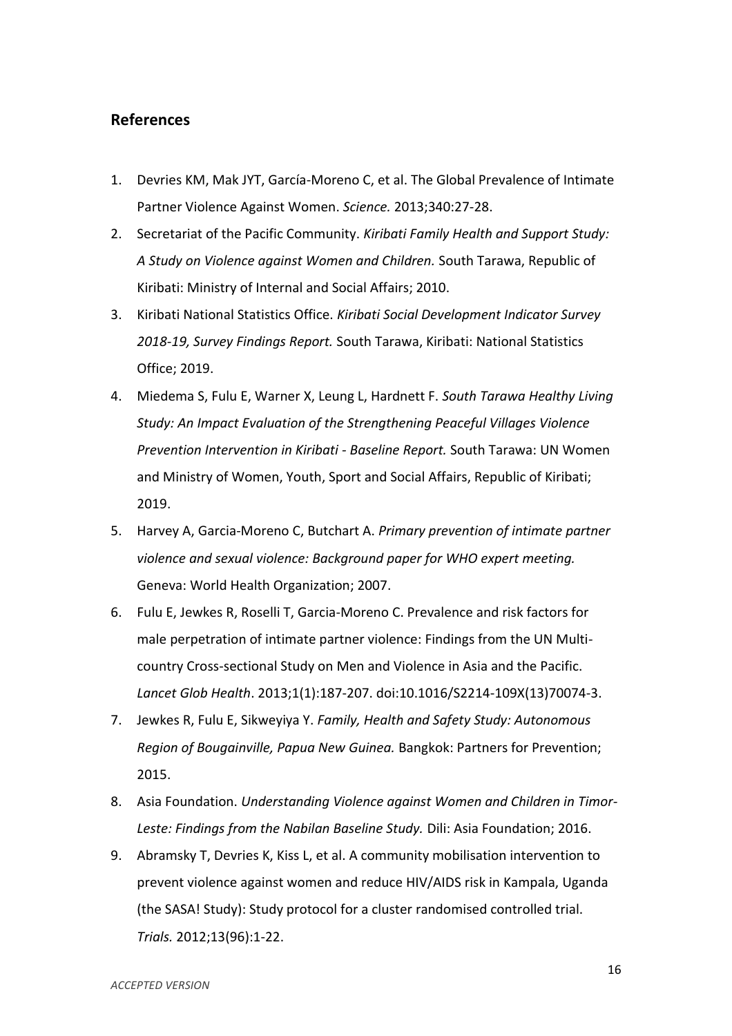## References

1. Devries KM, Mak JYT, García-Moreno C, et al. The Global Prevalence of Intimate Partner Violence Against Women. *Science.* 2013;340:27-28.
2. Secretariat of the Pacific Community. *Kiribati Family Health and Support Study: A Study on Violence against Women and Children.* South Tarawa, Republic of Kiribati: Ministry of Internal and Social Affairs; 2010.
3. Kiribati National Statistics Office. *Kiribati Social Development Indicator Survey 2018-19, Survey Findings Report.* South Tarawa, Kiribati: National Statistics Office; 2019.
4. Miedema S, Fulu E, Warner X, Leung L, Hardnett F. *South Tarawa Healthy Living Study: An Impact Evaluation of the Strengthening Peaceful Villages Violence Prevention Intervention in Kiribati - Baseline Report.* South Tarawa: UN Women and Ministry of Women, Youth, Sport and Social Affairs, Republic of Kiribati; 2019.
5. Harvey A, Garcia-Moreno C, Butchart A. *Primary prevention of intimate partner violence and sexual violence: Background paper for WHO expert meeting.* Geneva: World Health Organization; 2007.
6. Fulu E, Jewkes R, Roselli T, Garcia-Moreno C. Prevalence and risk factors for male perpetration of intimate partner violence: Findings from the UN Multi-country Cross-sectional Study on Men and Violence in Asia and the Pacific. *Lancet Glob Health*. 2013;1(1):187-207. doi:10.1016/S2214-109X(13)70074-3.
7. Jewkes R, Fulu E, Sikweyiya Y. *Family, Health and Safety Study: Autonomous Region of Bougainville, Papua New Guinea.* Bangkok: Partners for Prevention; 2015.
8. Asia Foundation. *Understanding Violence against Women and Children in Timor-Leste: Findings from the Nabilan Baseline Study.* Dili: Asia Foundation; 2016.
9. Abramsky T, Devries K, Kiss L, et al. A community mobilisation intervention to prevent violence against women and reduce HIV/AIDS risk in Kampala, Uganda (the SASA! Study): Study protocol for a cluster randomised controlled trial. *Trials.* 2012;13(96):1-22.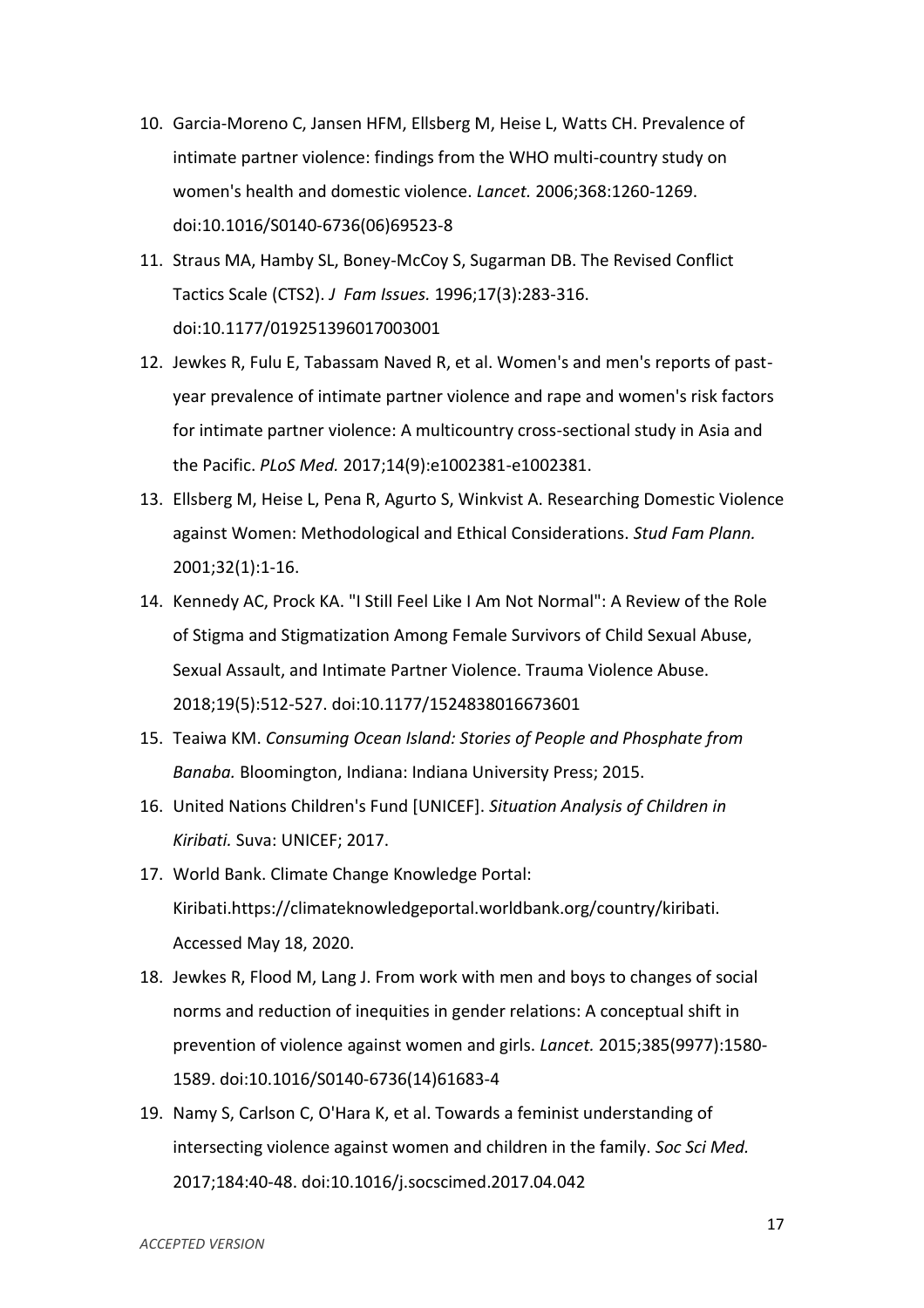10. Garcia-Moreno C, Jansen HFM, Ellsberg M, Heise L, Watts CH. Prevalence of intimate partner violence: findings from the WHO multi-country study on women's health and domestic violence. *Lancet.* 2006;368:1260-1269. doi:10.1016/S0140-6736(06)69523-8
11. Straus MA, Hamby SL, Boney-McCoy S, Sugarman DB. The Revised Conflict Tactics Scale (CTS2). *J Fam Issues.* 1996;17(3):283-316. doi:10.1177/019251396017003001
12. Jewkes R, Fulu E, Tabassam Naved R, et al. Women's and men's reports of past-year prevalence of intimate partner violence and rape and women's risk factors for intimate partner violence: A multicountry cross-sectional study in Asia and the Pacific. *PLoS Med.* 2017;14(9):e1002381-e1002381.
13. Ellsberg M, Heise L, Pena R, Agurto S, Winkvist A. Researching Domestic Violence against Women: Methodological and Ethical Considerations. *Stud Fam Plann.* 2001;32(1):1-16.
14. Kennedy AC, Prock KA. "I Still Feel Like I Am Not Normal": A Review of the Role of Stigma and Stigmatization Among Female Survivors of Child Sexual Abuse, Sexual Assault, and Intimate Partner Violence. Trauma Violence Abuse. 2018;19(5):512-527. doi:10.1177/1524838016673601
15. Teaiwa KM. *Consuming Ocean Island: Stories of People and Phosphate from Banaba.* Bloomington, Indiana: Indiana University Press; 2015.
16. United Nations Children's Fund [UNICEF]. *Situation Analysis of Children in Kiribati.* Suva: UNICEF; 2017.
17. World Bank. Climate Change Knowledge Portal: Kiribati.https://climateknowledgeportal.worldbank.org/country/kiribati. Accessed May 18, 2020.
18. Jewkes R, Flood M, Lang J. From work with men and boys to changes of social norms and reduction of inequities in gender relations: A conceptual shift in prevention of violence against women and girls. *Lancet.* 2015;385(9977):1580-1589. doi:10.1016/S0140-6736(14)61683-4
19. Namy S, Carlson C, O'Hara K, et al. Towards a feminist understanding of intersecting violence against women and children in the family. *Soc Sci Med.* 2017;184:40-48. doi:10.1016/j.socscimed.2017.04.042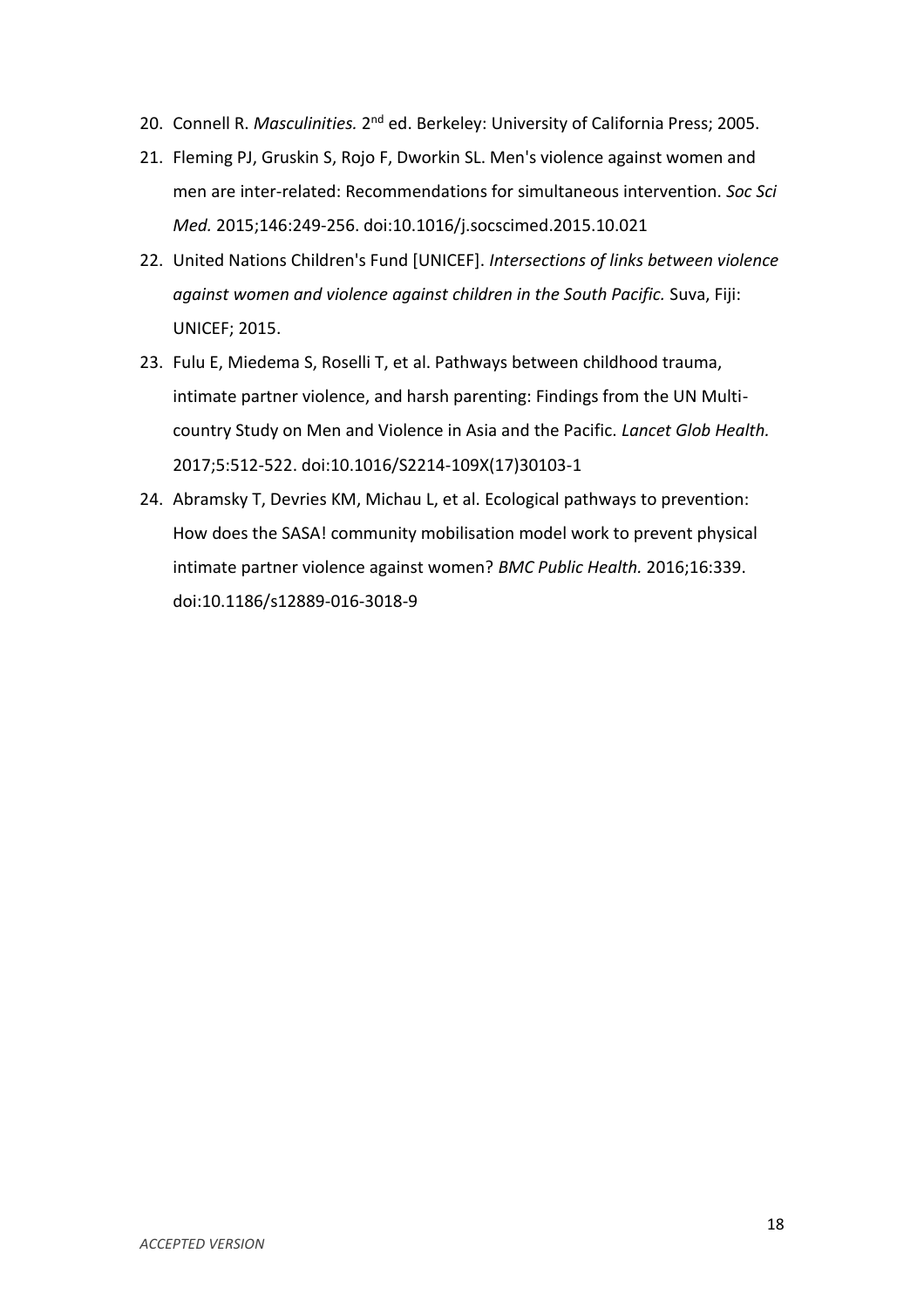20. Connell R. *Masculinities.* 2nd ed. Berkeley: University of California Press; 2005.
21. Fleming PJ, Gruskin S, Rojo F, Dworkin SL. Men's violence against women and men are inter-related: Recommendations for simultaneous intervention. *Soc Sci Med.* 2015;146:249-256. doi:10.1016/j.socscimed.2015.10.021
22. United Nations Children's Fund [UNICEF]. *Intersections of links between violence against women and violence against children in the South Pacific.* Suva, Fiji: UNICEF; 2015.
23. Fulu E, Miedema S, Roselli T, et al. Pathways between childhood trauma, intimate partner violence, and harsh parenting: Findings from the UN Multi-country Study on Men and Violence in Asia and the Pacific. *Lancet Glob Health.* 2017;5:512-522. doi:10.1016/S2214-109X(17)30103-1
24. Abramsky T, Devries KM, Michau L, et al. Ecological pathways to prevention: How does the SASA! community mobilisation model work to prevent physical intimate partner violence against women? *BMC Public Health.* 2016;16:339. doi:10.1186/s12889-016-3018-9

*ACCEPTED VERSION*